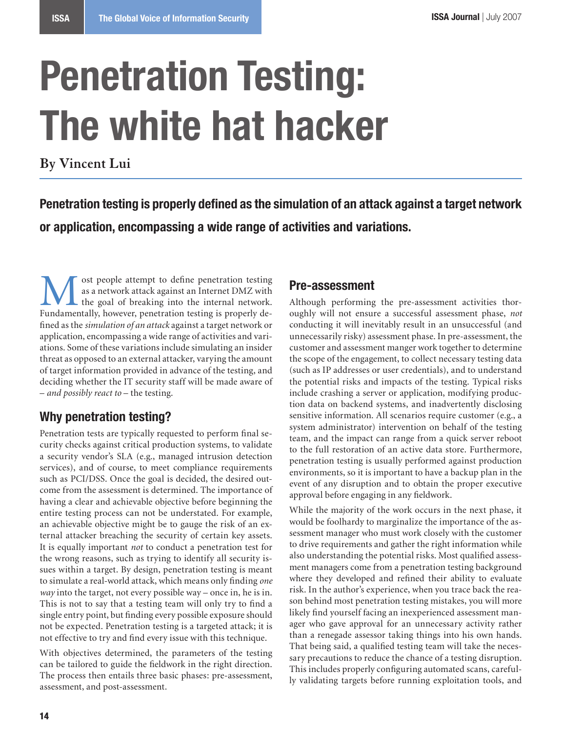# Penetration Testing: The white hat hacker

**By Vincent Lui**

**Penetration testing is properly defined as the simulation of an attack against a target network or application, encompassing a wide range of activities and variations.**

Most people attempt to define penetration testing as a network attack against an Internet DMZ with the goal of breaking into the internal network. Fundamentally, however, penetration testing is properly defined as the *simulation of an attack* against a target network or application, encompassing a wide range of activities and variations. Some of these variations include simulating an insider threat as opposed to an external attacker, varying the amount of target information provided in advance of the testing, and deciding whether the IT security staff will be made aware of – *and possibly react to* – the testing.

## Why penetration testing?

Penetration tests are typically requested to perform final security checks against critical production systems, to validate a security vendor's SLA (e.g., managed intrusion detection services), and of course, to meet compliance requirements such as PCI/DSS. Once the goal is decided, the desired outcome from the assessment is determined. The importance of having a clear and achievable objective before beginning the entire testing process can not be understated. For example, an achievable objective might be to gauge the risk of an external attacker breaching the security of certain key assets. It is equally important *not* to conduct a penetration test for the wrong reasons, such as trying to identify all security issues within a target. By design, penetration testing is meant to simulate a real-world attack, which means only finding *one way* into the target, not every possible way – once in, he is in. This is not to say that a testing team will only try to find a single entry point, but finding every possible exposure should not be expected. Penetration testing is a targeted attack; it is not effective to try and find every issue with this technique.

With objectives determined, the parameters of the testing can be tailored to guide the fieldwork in the right direction. The process then entails three basic phases: pre-assessment, assessment, and post-assessment.

## Pre-assessment

Although performing the pre-assessment activities thoroughly will not ensure a successful assessment phase, *not* conducting it will inevitably result in an unsuccessful (and unnecessarily risky) assessment phase. In pre-assessment, the customer and assessment manger work together to determine the scope of the engagement, to collect necessary testing data (such as IP addresses or user credentials), and to understand the potential risks and impacts of the testing. Typical risks include crashing a server or application, modifying production data on backend systems, and inadvertently disclosing sensitive information. All scenarios require customer (e.g., a system administrator) intervention on behalf of the testing team, and the impact can range from a quick server reboot to the full restoration of an active data store. Furthermore, penetration testing is usually performed against production environments, so it is important to have a backup plan in the event of any disruption and to obtain the proper executive approval before engaging in any fieldwork.

While the majority of the work occurs in the next phase, it would be foolhardy to marginalize the importance of the assessment manager who must work closely with the customer to drive requirements and gather the right information while also understanding the potential risks. Most qualified assessment managers come from a penetration testing background where they developed and refined their ability to evaluate risk. In the author's experience, when you trace back the reason behind most penetration testing mistakes, you will more likely find yourself facing an inexperienced assessment manager who gave approval for an unnecessary activity rather than a renegade assessor taking things into his own hands. That being said, a qualified testing team will take the necessary precautions to reduce the chance of a testing disruption. This includes properly configuring automated scans, carefully validating targets before running exploitation tools, and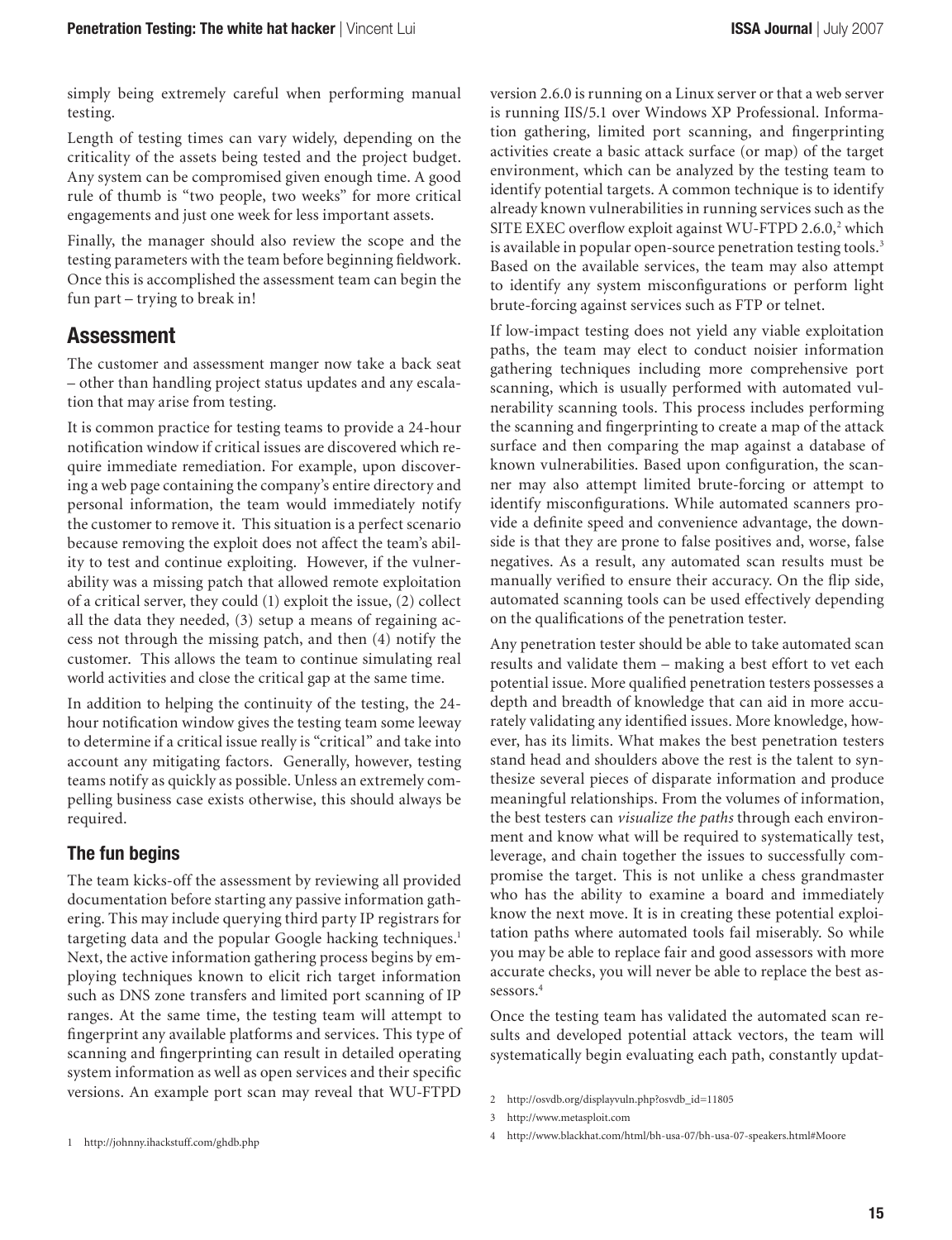simply being extremely careful when performing manual testing.

Length of testing times can vary widely, depending on the criticality of the assets being tested and the project budget. Any system can be compromised given enough time. A good rule of thumb is "two people, two weeks" for more critical engagements and just one week for less important assets.

Finally, the manager should also review the scope and the testing parameters with the team before beginning fieldwork. Once this is accomplished the assessment team can begin the fun part – trying to break in!

## Assessment

The customer and assessment manger now take a back seat – other than handling project status updates and any escalation that may arise from testing.

It is common practice for testing teams to provide a 24-hour notification window if critical issues are discovered which require immediate remediation. For example, upon discovering a web page containing the company's entire directory and personal information, the team would immediately notify the customer to remove it. This situation is a perfect scenario because removing the exploit does not affect the team's ability to test and continue exploiting. However, if the vulnerability was a missing patch that allowed remote exploitation of a critical server, they could (1) exploit the issue, (2) collect all the data they needed, (3) setup a means of regaining access not through the missing patch, and then (4) notify the customer. This allows the team to continue simulating real world activities and close the critical gap at the same time.

In addition to helping the continuity of the testing, the 24-hour notification window gives the testing team some leeway to determine if a critical issue really is "critical" and take into account any mitigating factors. Generally, however, testing teams notify as quickly as possible. Unless an extremely compelling business case exists otherwise, this should always be required.

### The fun begins

The team kicks-off the assessment by reviewing all provided documentation before starting any passive information gathering. This may include querying third party IP registrars for targeting data and the popular Google hacking techniques.[1] Next, the active information gathering process begins by employing techniques known to elicit rich target information such as DNS zone transfers and limited port scanning of IP ranges. At the same time, the testing team will attempt to fingerprint any available platforms and services. This type of scanning and fingerprinting can result in detailed operating system information as well as open services and their specific versions. An example port scan may reveal that WU-FTPD version 2.6.0 is running on a Linux server or that a web server is running IIS/5.1 over Windows XP Professional. Information gathering, limited port scanning, and fingerprinting activities create a basic attack surface (or map) of the target environment, which can be analyzed by the testing team to identify potential targets. A common technique is to identify already known vulnerabilities in running services such as the SITE EXEC overflow exploit against WU-FTPD 2.6.0,[2] which is available in popular open-source penetration testing tools.[3] Based on the available services, the team may also attempt to identify any system misconfigurations or perform light brute-forcing against services such as FTP or telnet.

If low-impact testing does not yield any viable exploitation paths, the team may elect to conduct noisier information gathering techniques including more comprehensive port scanning, which is usually performed with automated vulnerability scanning tools. This process includes performing the scanning and fingerprinting to create a map of the attack surface and then comparing the map against a database of known vulnerabilities. Based upon configuration, the scanner may also attempt limited brute-forcing or attempt to identify misconfigurations. While automated scanners provide a definite speed and convenience advantage, the downside is that they are prone to false positives and, worse, false negatives. As a result, any automated scan results must be manually verified to ensure their accuracy. On the flip side, automated scanning tools can be used effectively depending on the qualifications of the penetration tester.

Any penetration tester should be able to take automated scan results and validate them – making a best effort to vet each potential issue. More qualified penetration testers possesses a depth and breadth of knowledge that can aid in more accurately validating any identified issues. More knowledge, however, has its limits. What makes the best penetration testers stand head and shoulders above the rest is the talent to synthesize several pieces of disparate information and produce meaningful relationships. From the volumes of information, the best testers can *visualize the paths* through each environment and know what will be required to systematically test, leverage, and chain together the issues to successfully compromise the target. This is not unlike a chess grandmaster who has the ability to examine a board and immediately know the next move. It is in creating these potential exploitation paths where automated tools fail miserably. So while you may be able to replace fair and good assessors with more accurate checks, you will never be able to replace the best assessors.[4]

Once the testing team has validated the automated scan results and developed potential attack vectors, the team will systematically begin evaluating each path, constantly updat-

1 http://johnny.ihackstuff.com/ghdb.php

2 http://osvdb.org/displayvuln.php?osvdb_id=11805

3 http://www.metasploit.com

4 http://www.blackhat.com/html/bh-usa-07/bh-usa-07-speakers.html#Moore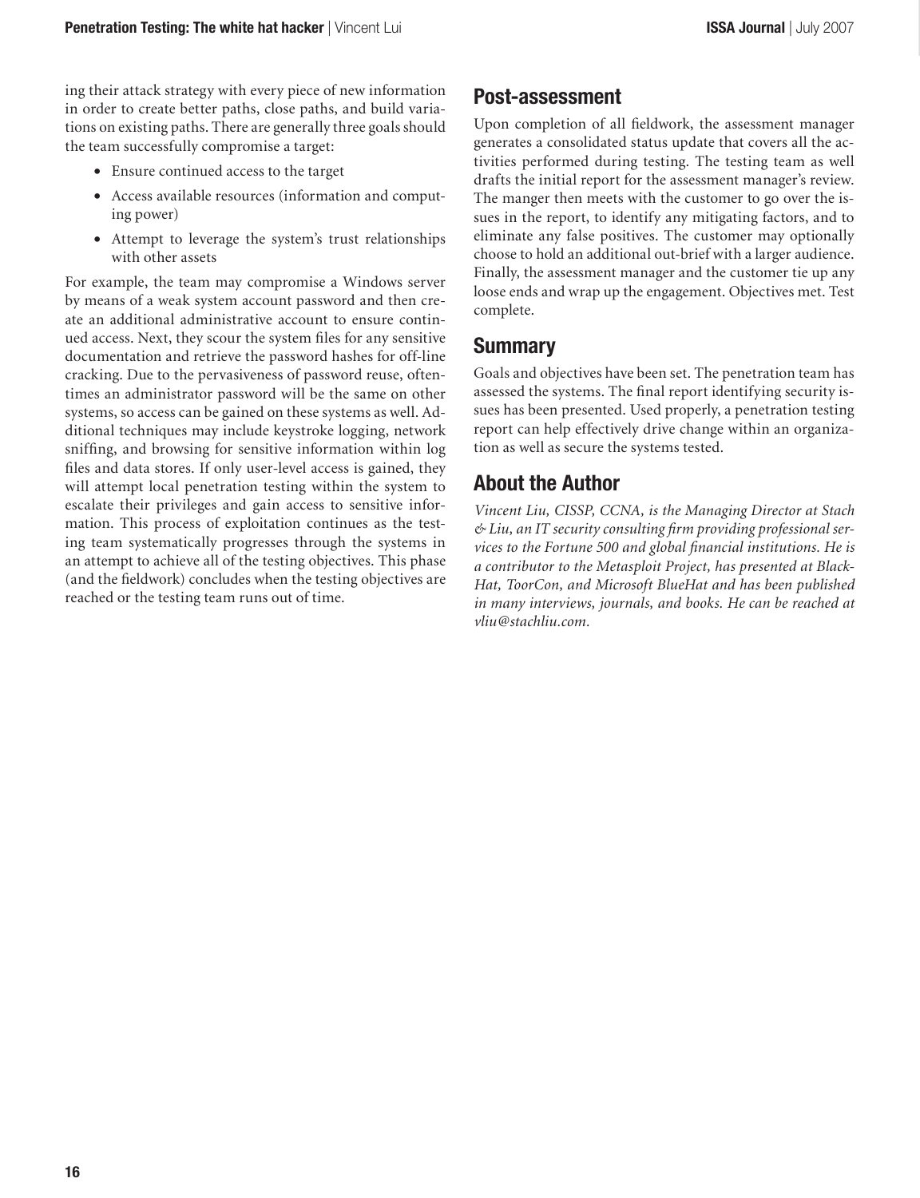ing their attack strategy with every piece of new information in order to create better paths, close paths, and build variations on existing paths. There are generally three goals should the team successfully compromise a target:

- Ensure continued access to the target
- Access available resources (information and computing power)
- Attempt to leverage the system's trust relationships with other assets

For example, the team may compromise a Windows server by means of a weak system account password and then create an additional administrative account to ensure continued access. Next, they scour the system files for any sensitive documentation and retrieve the password hashes for off-line cracking. Due to the pervasiveness of password reuse, oftentimes an administrator password will be the same on other systems, so access can be gained on these systems as well. Additional techniques may include keystroke logging, network sniffing, and browsing for sensitive information within log files and data stores. If only user-level access is gained, they will attempt local penetration testing within the system to escalate their privileges and gain access to sensitive information. This process of exploitation continues as the testing team systematically progresses through the systems in an attempt to achieve all of the testing objectives. This phase (and the fieldwork) concludes when the testing objectives are reached or the testing team runs out of time.

## Post-assessment

Upon completion of all fieldwork, the assessment manager generates a consolidated status update that covers all the activities performed during testing. The testing team as well drafts the initial report for the assessment manager's review. The manger then meets with the customer to go over the issues in the report, to identify any mitigating factors, and to eliminate any false positives. The customer may optionally choose to hold an additional out-brief with a larger audience. Finally, the assessment manager and the customer tie up any loose ends and wrap up the engagement. Objectives met. Test complete.

## Summary

Goals and objectives have been set. The penetration team has assessed the systems. The final report identifying security issues has been presented. Used properly, a penetration testing report can help effectively drive change within an organization as well as secure the systems tested.

## About the Author

*Vincent Liu, CISSP, CCNA, is the Managing Director at Stach & Liu, an IT security consulting firm providing professional services to the Fortune 500 and global financial institutions. He is a contributor to the Metasploit Project, has presented at BlackHat, ToorCon, and Microsoft BlueHat and has been published in many interviews, journals, and books. He can be reached at vliu@stachliu.com.*